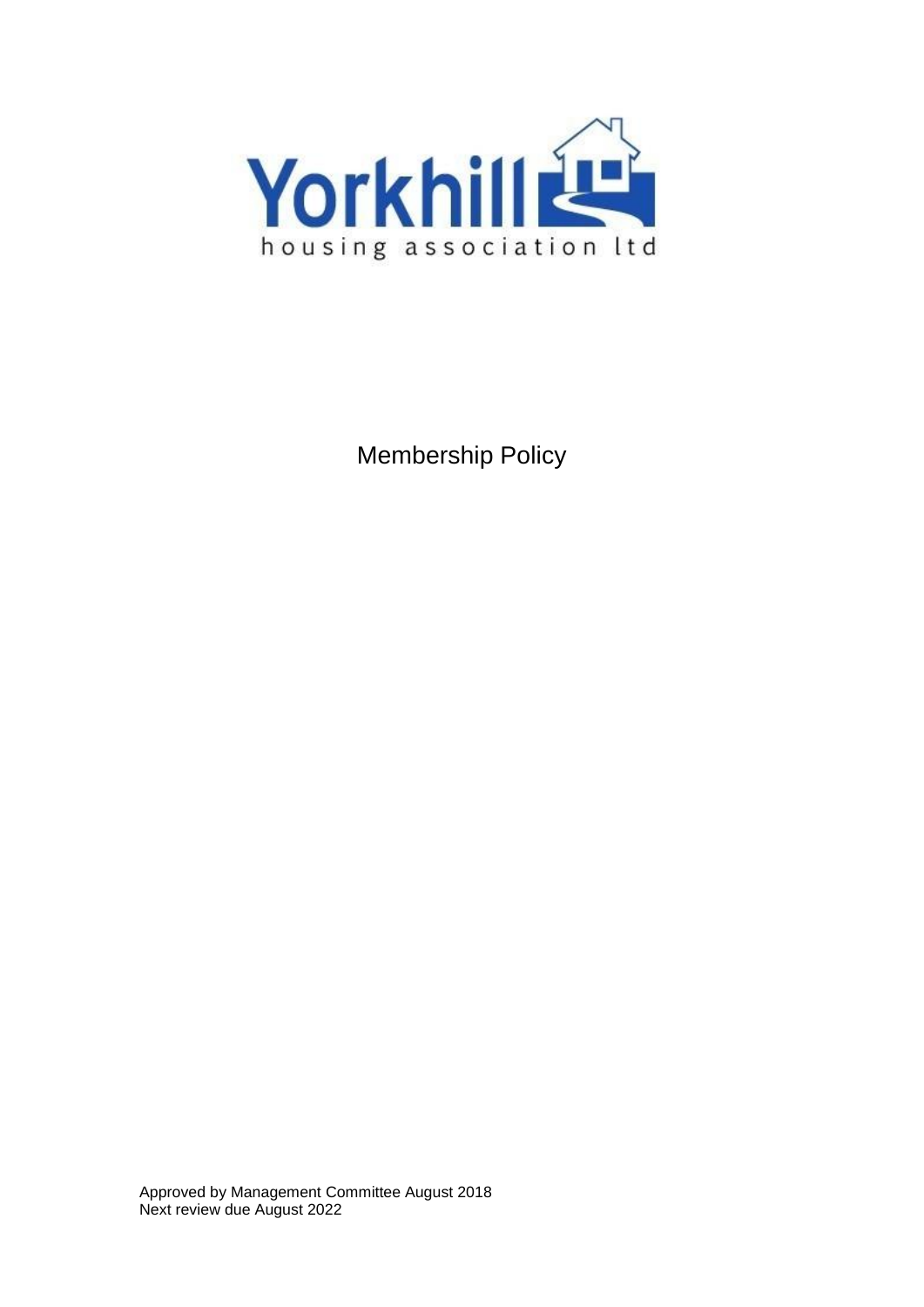Yorkhill

housing association ltd

# Membership Policy

Approved by Management Committee August 2018
Next review due August 2022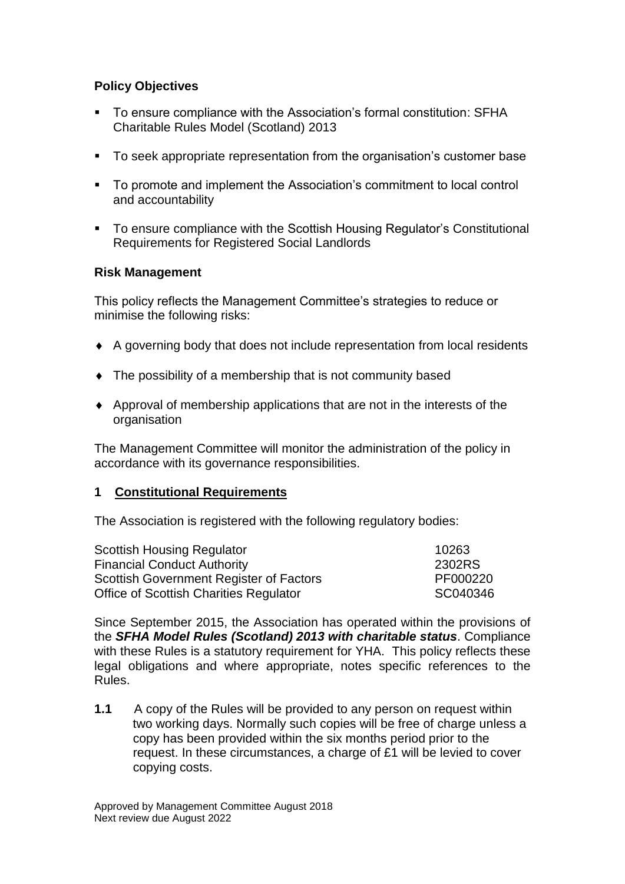**Policy Objectives**

- To ensure compliance with the Association's formal constitution: SFHA Charitable Rules Model (Scotland) 2013
- To seek appropriate representation from the organisation's customer base
- To promote and implement the Association's commitment to local control and accountability
- To ensure compliance with the Scottish Housing Regulator's Constitutional Requirements for Registered Social Landlords

**Risk Management**

This policy reflects the Management Committee's strategies to reduce or minimise the following risks:

- A governing body that does not include representation from local residents
- The possibility of a membership that is not community based
- Approval of membership applications that are not in the interests of the organisation

The Management Committee will monitor the administration of the policy in accordance with its governance responsibilities.

## 1 Constitutional Requirements

The Association is registered with the following regulatory bodies:

| | |
|---|---|
| Scottish Housing Regulator | 10263 |
| Financial Conduct Authority | 2302RS |
| Scottish Government Register of Factors | PF000220 |
| Office of Scottish Charities Regulator | SC040346 |

Since September 2015, the Association has operated within the provisions of the ***SFHA Model Rules (Scotland) 2013 with charitable status***. Compliance with these Rules is a statutory requirement for YHA. This policy reflects these legal obligations and where appropriate, notes specific references to the Rules.

**1.1** A copy of the Rules will be provided to any person on request within two working days. Normally such copies will be free of charge unless a copy has been provided within the six months period prior to the request. In these circumstances, a charge of £1 will be levied to cover copying costs.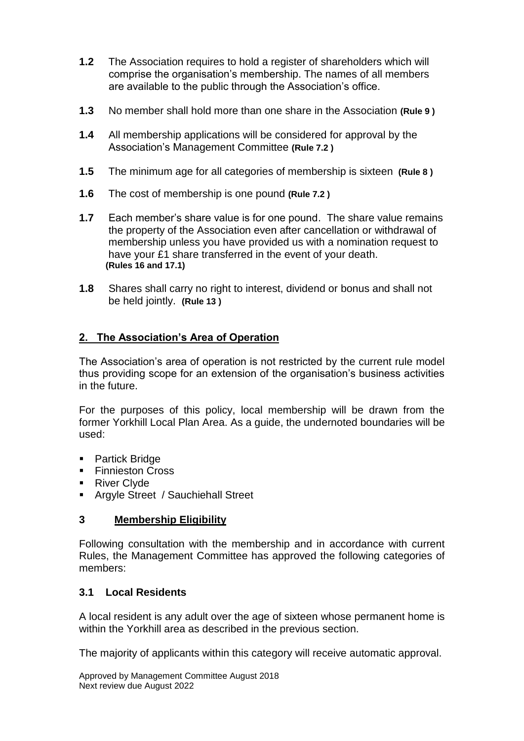**1.2** The Association requires to hold a register of shareholders which will comprise the organisation's membership. The names of all members are available to the public through the Association's office.

**1.3** No member shall hold more than one share in the Association **(Rule 9 )**

**1.4** All membership applications will be considered for approval by the Association's Management Committee **(Rule 7.2 )**

**1.5** The minimum age for all categories of membership is sixteen **(Rule 8 )**

**1.6** The cost of membership is one pound **(Rule 7.2 )**

**1.7** Each member's share value is for one pound. The share value remains the property of the Association even after cancellation or withdrawal of membership unless you have provided us with a nomination request to have your £1 share transferred in the event of your death. **(Rules 16 and 17.1)**

**1.8** Shares shall carry no right to interest, dividend or bonus and shall not be held jointly. **(Rule 13 )**

## 2. The Association's Area of Operation

The Association's area of operation is not restricted by the current rule model thus providing scope for an extension of the organisation's business activities in the future.

For the purposes of this policy, local membership will be drawn from the former Yorkhill Local Plan Area. As a guide, the undernoted boundaries will be used:

- Partick Bridge
- Finnieston Cross
- River Clyde
- Argyle Street / Sauchiehall Street

## 3 Membership Eligibility

Following consultation with the membership and in accordance with current Rules, the Management Committee has approved the following categories of members:

### 3.1 Local Residents

A local resident is any adult over the age of sixteen whose permanent home is within the Yorkhill area as described in the previous section.

The majority of applicants within this category will receive automatic approval.

Approved by Management Committee August 2018
Next review due August 2022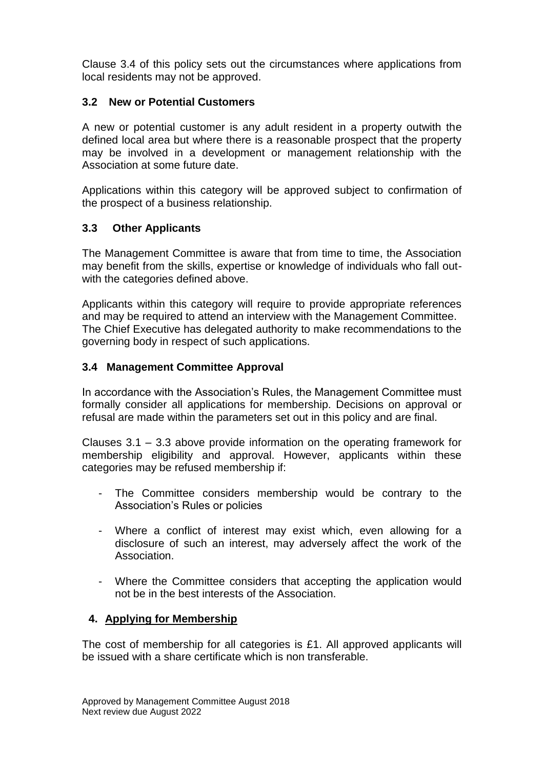Clause 3.4 of this policy sets out the circumstances where applications from local residents may not be approved.

### 3.2 New or Potential Customers

A new or potential customer is any adult resident in a property outwith the defined local area but where there is a reasonable prospect that the property may be involved in a development or management relationship with the Association at some future date.

Applications within this category will be approved subject to confirmation of the prospect of a business relationship.

### 3.3 Other Applicants

The Management Committee is aware that from time to time, the Association may benefit from the skills, expertise or knowledge of individuals who fall out-with the categories defined above.

Applicants within this category will require to provide appropriate references and may be required to attend an interview with the Management Committee. The Chief Executive has delegated authority to make recommendations to the governing body in respect of such applications.

### 3.4 Management Committee Approval

In accordance with the Association's Rules, the Management Committee must formally consider all applications for membership. Decisions on approval or refusal are made within the parameters set out in this policy and are final.

Clauses 3.1 – 3.3 above provide information on the operating framework for membership eligibility and approval. However, applicants within these categories may be refused membership if:

- The Committee considers membership would be contrary to the Association's Rules or policies
- Where a conflict of interest may exist which, even allowing for a disclosure of such an interest, may adversely affect the work of the Association.
- Where the Committee considers that accepting the application would not be in the best interests of the Association.

## 4. Applying for Membership

The cost of membership for all categories is £1. All approved applicants will be issued with a share certificate which is non transferable.

Approved by Management Committee August 2018
Next review due August 2022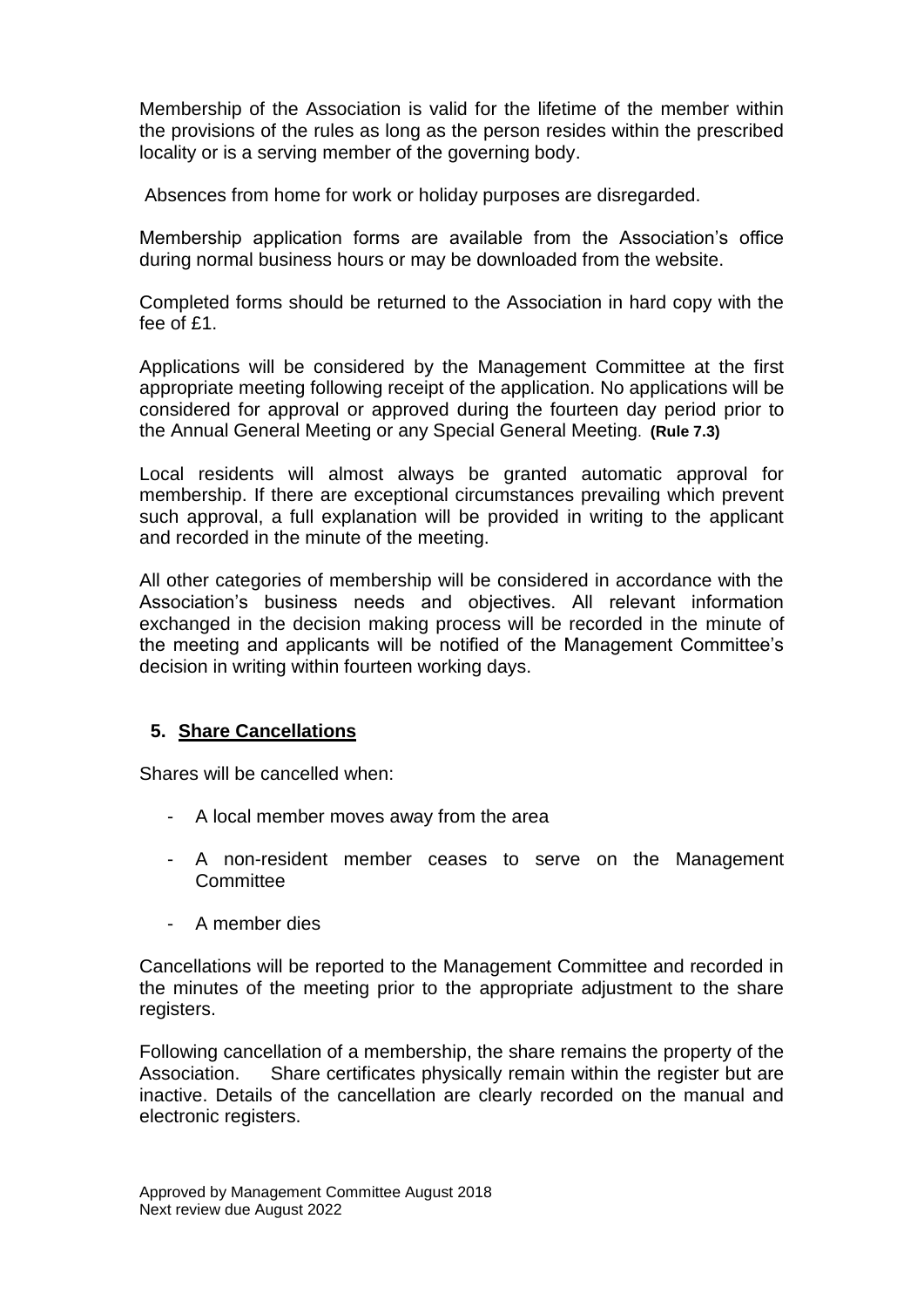Membership of the Association is valid for the lifetime of the member within the provisions of the rules as long as the person resides within the prescribed locality or is a serving member of the governing body.

Absences from home for work or holiday purposes are disregarded.

Membership application forms are available from the Association's office during normal business hours or may be downloaded from the website.

Completed forms should be returned to the Association in hard copy with the fee of £1.

Applications will be considered by the Management Committee at the first appropriate meeting following receipt of the application. No applications will be considered for approval or approved during the fourteen day period prior to the Annual General Meeting or any Special General Meeting. **(Rule 7.3)**

Local residents will almost always be granted automatic approval for membership. If there are exceptional circumstances prevailing which prevent such approval, a full explanation will be provided in writing to the applicant and recorded in the minute of the meeting.

All other categories of membership will be considered in accordance with the Association's business needs and objectives. All relevant information exchanged in the decision making process will be recorded in the minute of the meeting and applicants will be notified of the Management Committee's decision in writing within fourteen working days.

## 5. Share Cancellations

Shares will be cancelled when:

- A local member moves away from the area
- A non-resident member ceases to serve on the Management Committee
- A member dies

Cancellations will be reported to the Management Committee and recorded in the minutes of the meeting prior to the appropriate adjustment to the share registers.

Following cancellation of a membership, the share remains the property of the Association. Share certificates physically remain within the register but are inactive. Details of the cancellation are clearly recorded on the manual and electronic registers.

Approved by Management Committee August 2018
Next review due August 2022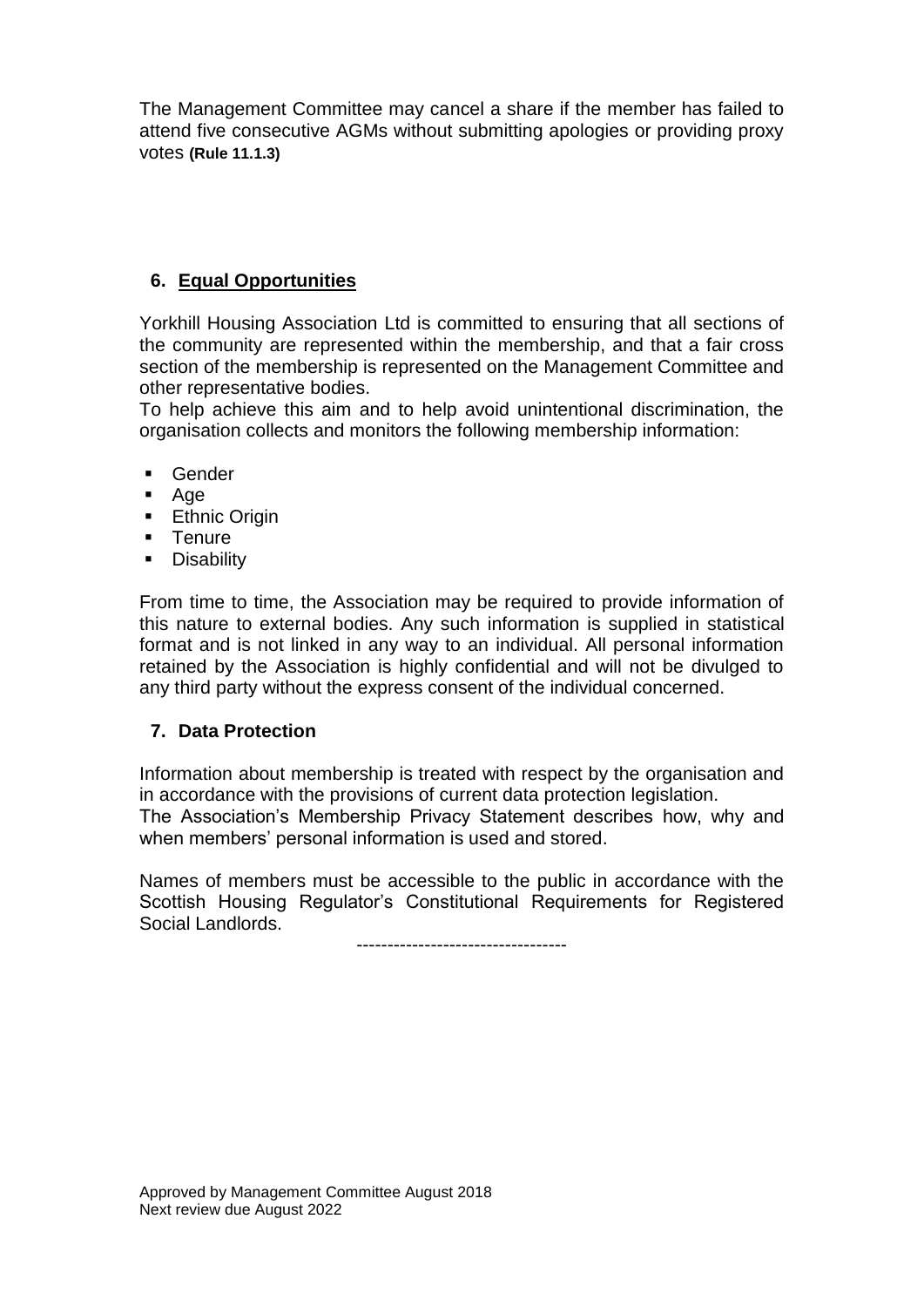The Management Committee may cancel a share if the member has failed to attend five consecutive AGMs without submitting apologies or providing proxy votes **(Rule 11.1.3)**

## 6. <u>Equal Opportunities</u>

Yorkhill Housing Association Ltd is committed to ensuring that all sections of the community are represented within the membership, and that a fair cross section of the membership is represented on the Management Committee and other representative bodies.

To help achieve this aim and to help avoid unintentional discrimination, the organisation collects and monitors the following membership information:

- Gender
- Age
- Ethnic Origin
- Tenure
- Disability

From time to time, the Association may be required to provide information of this nature to external bodies. Any such information is supplied in statistical format and is not linked in any way to an individual. All personal information retained by the Association is highly confidential and will not be divulged to any third party without the express consent of the individual concerned.

## 7. Data Protection

Information about membership is treated with respect by the organisation and in accordance with the provisions of current data protection legislation.

The Association's Membership Privacy Statement describes how, why and when members' personal information is used and stored.

Names of members must be accessible to the public in accordance with the Scottish Housing Regulator's Constitutional Requirements for Registered Social Landlords.

---------------------------------

Approved by Management Committee August 2018
Next review due August 2022